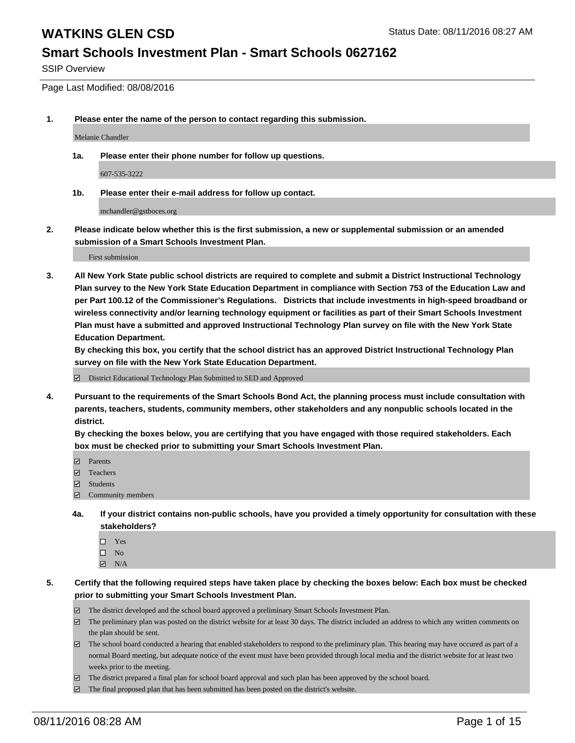# WATKINS GLEN CSD

Status Date: 08/11/2016 08:27 AM

## Smart Schools Investment Plan - Smart Schools 0627162

SSIP Overview

Page Last Modified: 08/08/2016

1. **Please enter the name of the person to contact regarding this submission.**

   Melanie Chandler

   1a. **Please enter their phone number for follow up questions.**

   607-535-3222

   1b. **Please enter their e-mail address for follow up contact.**

   mchandler@gstboces.org

2. **Please indicate below whether this is the first submission, a new or supplemental submission or an amended submission of a Smart Schools Investment Plan.**

   First submission

3. **All New York State public school districts are required to complete and submit a District Instructional Technology Plan survey to the New York State Education Department in compliance with Section 753 of the Education Law and per Part 100.12 of the Commissioner's Regulations. Districts that include investments in high-speed broadband or wireless connectivity and/or learning technology equipment or facilities as part of their Smart Schools Investment Plan must have a submitted and approved Instructional Technology Plan survey on file with the New York State Education Department.**
   **By checking this box, you certify that the school district has an approved District Instructional Technology Plan survey on file with the New York State Education Department.**

   - [x] District Educational Technology Plan Submitted to SED and Approved

4. **Pursuant to the requirements of the Smart Schools Bond Act, the planning process must include consultation with parents, teachers, students, community members, other stakeholders and any nonpublic schools located in the district.**
   **By checking the boxes below, you are certifying that you have engaged with those required stakeholders. Each box must be checked prior to submitting your Smart Schools Investment Plan.**

   - [x] Parents
   - [x] Teachers
   - [x] Students
   - [x] Community members

   4a. **If your district contains non-public schools, have you provided a timely opportunity for consultation with these stakeholders?**

   - [ ] Yes
   - [ ] No
   - [x] N/A

5. **Certify that the following required steps have taken place by checking the boxes below: Each box must be checked prior to submitting your Smart Schools Investment Plan.**

   - [x] The district developed and the school board approved a preliminary Smart Schools Investment Plan.
   - [x] The preliminary plan was posted on the district website for at least 30 days. The district included an address to which any written comments on the plan should be sent.
   - [x] The school board conducted a hearing that enabled stakeholders to respond to the preliminary plan. This hearing may have occured as part of a normal Board meeting, but adequate notice of the event must have been provided through local media and the district website for at least two weeks prior to the meeting.
   - [x] The district prepared a final plan for school board approval and such plan has been approved by the school board.
   - [x] The final proposed plan that has been submitted has been posted on the district's website.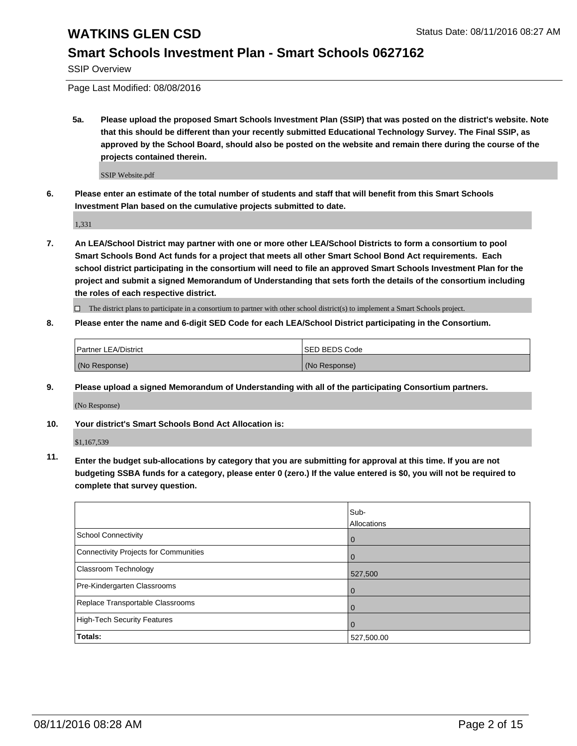# WATKINS GLEN CSD

Status Date: 08/11/2016 08:27 AM

## Smart Schools Investment Plan - Smart Schools 0627162

SSIP Overview

Page Last Modified: 08/08/2016

**5a. Please upload the proposed Smart Schools Investment Plan (SSIP) that was posted on the district's website. Note that this should be different than your recently submitted Educational Technology Survey. The Final SSIP, as approved by the School Board, should also be posted on the website and remain there during the course of the projects contained therein.**

SSIP Website.pdf

**6. Please enter an estimate of the total number of students and staff that will benefit from this Smart Schools Investment Plan based on the cumulative projects submitted to date.**

1,331

**7. An LEA/School District may partner with one or more other LEA/School Districts to form a consortium to pool Smart Schools Bond Act funds for a project that meets all other Smart School Bond Act requirements. Each school district participating in the consortium will need to file an approved Smart Schools Investment Plan for the project and submit a signed Memorandum of Understanding that sets forth the details of the consortium including the roles of each respective district.**

☐ The district plans to participate in a consortium to partner with other school district(s) to implement a Smart Schools project.

**8. Please enter the name and 6-digit SED Code for each LEA/School District participating in the Consortium.**

| Partner LEA/District | SED BEDS Code |
|---|---|
| (No Response) | (No Response) |

**9. Please upload a signed Memorandum of Understanding with all of the participating Consortium partners.**

(No Response)

**10. Your district's Smart Schools Bond Act Allocation is:**

$1,167,539

**11. Enter the budget sub-allocations by category that you are submitting for approval at this time. If you are not budgeting SSBA funds for a category, please enter 0 (zero.) If the value entered is $0, you will not be required to complete that survey question.**

| | Sub-Allocations |
|---|---|
| School Connectivity | 0 |
| Connectivity Projects for Communities | 0 |
| Classroom Technology | 527,500 |
| Pre-Kindergarten Classrooms | 0 |
| Replace Transportable Classrooms | 0 |
| High-Tech Security Features | 0 |
| **Totals:** | 527,500.00 |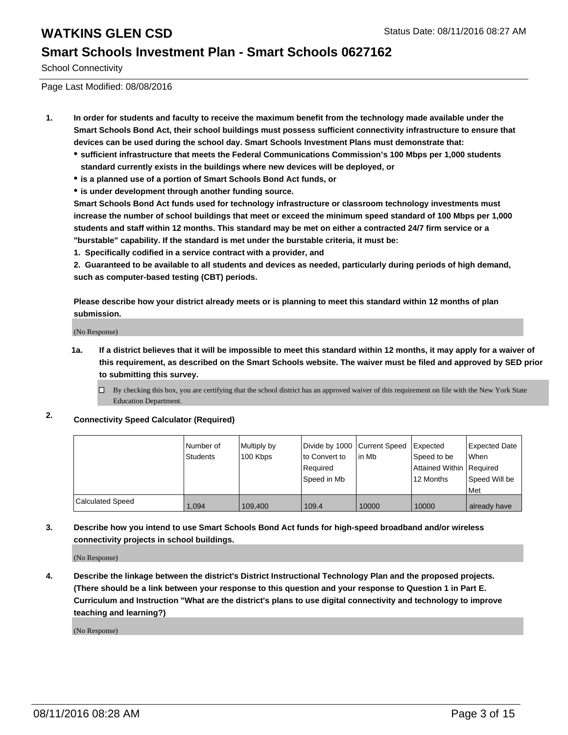# WATKINS GLEN CSD

Status Date: 08/11/2016 08:27 AM

## Smart Schools Investment Plan - Smart Schools 0627162

School Connectivity

Page Last Modified: 08/08/2016

1. **In order for students and faculty to receive the maximum benefit from the technology made available under the Smart Schools Bond Act, their school buildings must possess sufficient connectivity infrastructure to ensure that devices can be used during the school day. Smart Schools Investment Plans must demonstrate that:**
   - **sufficient infrastructure that meets the Federal Communications Commission's 100 Mbps per 1,000 students standard currently exists in the buildings where new devices will be deployed, or**
   - **is a planned use of a portion of Smart Schools Bond Act funds, or**
   - **is under development through another funding source.**

   **Smart Schools Bond Act funds used for technology infrastructure or classroom technology investments must increase the number of school buildings that meet or exceed the minimum speed standard of 100 Mbps per 1,000 students and staff within 12 months. This standard may be met on either a contracted 24/7 firm service or a "burstable" capability. If the standard is met under the burstable criteria, it must be:**

   **1. Specifically codified in a service contract with a provider, and**

   **2. Guaranteed to be available to all students and devices as needed, particularly during periods of high demand, such as computer-based testing (CBT) periods.**

   **Please describe how your district already meets or is planning to meet this standard within 12 months of plan submission.**

   (No Response)

   1a. **If a district believes that it will be impossible to meet this standard within 12 months, it may apply for a waiver of this requirement, as described on the Smart Schools website. The waiver must be filed and approved by SED prior to submitting this survey.**

   ☐ By checking this box, you are certifying that the school district has an approved waiver of this requirement on file with the New York State Education Department.

2. **Connectivity Speed Calculator (Required)**

| | Number of Students | Multiply by 100 Kbps | Divide by 1000 to Convert to Required Speed in Mb | Current Speed in Mb | Expected Speed to be Attained Within 12 Months | Expected Date When Required Speed Will be Met |
|---|---|---|---|---|---|---|
| Calculated Speed | 1,094 | 109,400 | 109.4 | 10000 | 10000 | already have |

3. **Describe how you intend to use Smart Schools Bond Act funds for high-speed broadband and/or wireless connectivity projects in school buildings.**

   (No Response)

4. **Describe the linkage between the district's District Instructional Technology Plan and the proposed projects. (There should be a link between your response to this question and your response to Question 1 in Part E. Curriculum and Instruction "What are the district's plans to use digital connectivity and technology to improve teaching and learning?)**

   (No Response)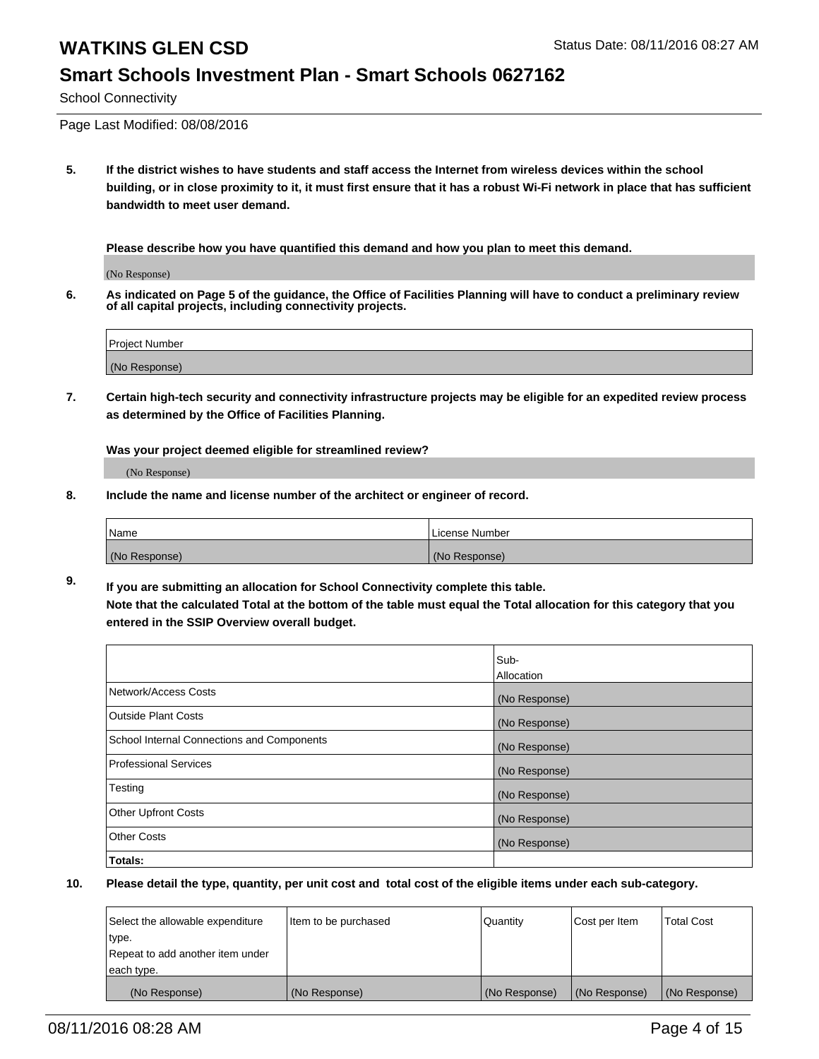# WATKINS GLEN CSD

Status Date: 08/11/2016 08:27 AM

## Smart Schools Investment Plan - Smart Schools 0627162

School Connectivity

Page Last Modified: 08/08/2016

**5. If the district wishes to have students and staff access the Internet from wireless devices within the school building, or in close proximity to it, it must first ensure that it has a robust Wi-Fi network in place that has sufficient bandwidth to meet user demand.**

**Please describe how you have quantified this demand and how you plan to meet this demand.**

(No Response)

**6. As indicated on Page 5 of the guidance, the Office of Facilities Planning will have to conduct a preliminary review of all capital projects, including connectivity projects.**

| Project Number |
|---|
| (No Response) |

**7. Certain high-tech security and connectivity infrastructure projects may be eligible for an expedited review process as determined by the Office of Facilities Planning.**

**Was your project deemed eligible for streamlined review?**

(No Response)

**8. Include the name and license number of the architect or engineer of record.**

| Name | License Number |
|---|---|
| (No Response) | (No Response) |

**9. If you are submitting an allocation for School Connectivity complete this table. Note that the calculated Total at the bottom of the table must equal the Total allocation for this category that you entered in the SSIP Overview overall budget.**

| | Sub-Allocation |
|---|---|
| Network/Access Costs | (No Response) |
| Outside Plant Costs | (No Response) |
| School Internal Connections and Components | (No Response) |
| Professional Services | (No Response) |
| Testing | (No Response) |
| Other Upfront Costs | (No Response) |
| Other Costs | (No Response) |
| **Totals:** | |

**10. Please detail the type, quantity, per unit cost and total cost of the eligible items under each sub-category.**

| Select the allowable expenditure type. Repeat to add another item under each type. | Item to be purchased | Quantity | Cost per Item | Total Cost |
|---|---|---|---|---|
| (No Response) | (No Response) | (No Response) | (No Response) | (No Response) |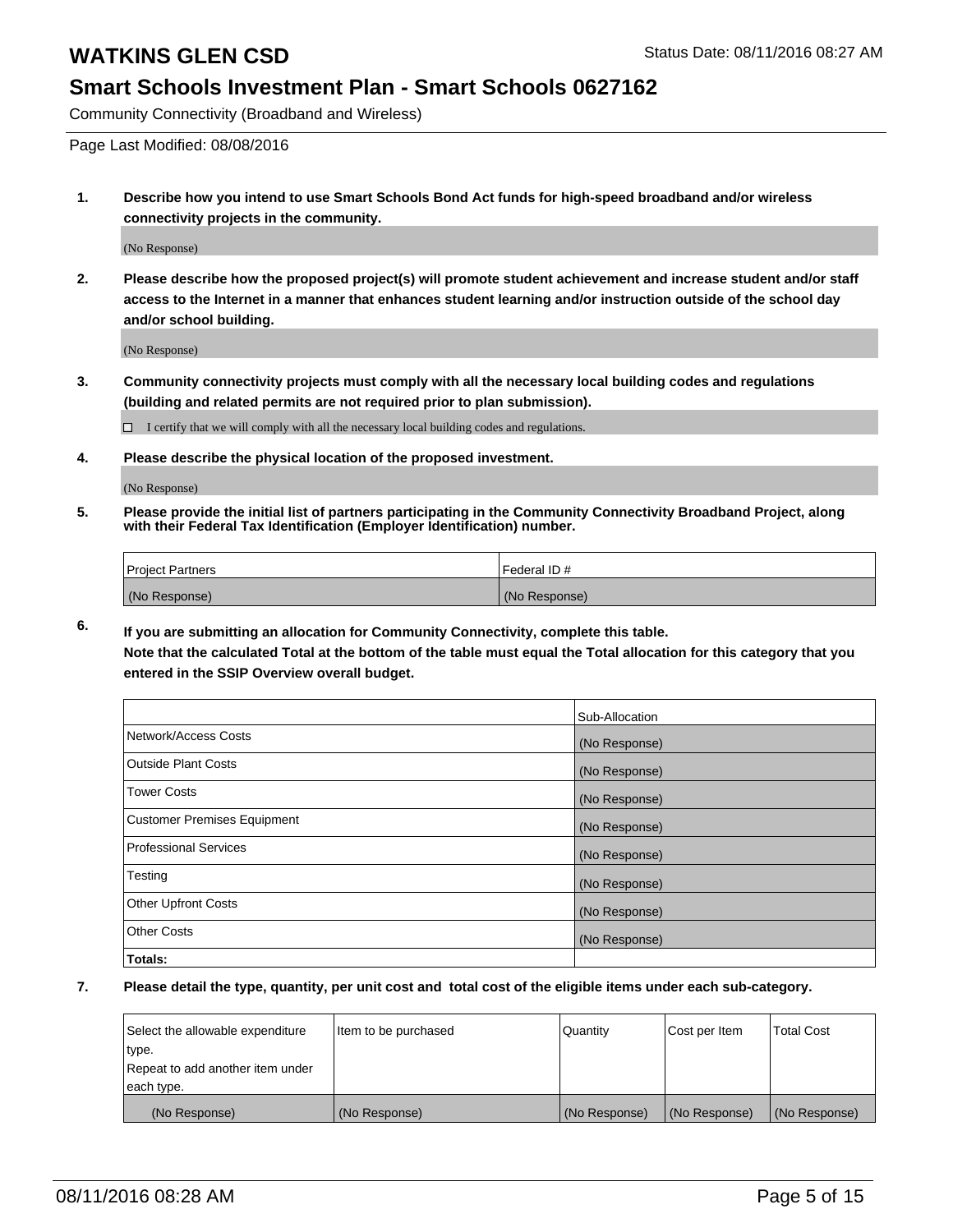# WATKINS GLEN CSD

Status Date: 08/11/2016 08:27 AM

## Smart Schools Investment Plan - Smart Schools 0627162

Community Connectivity (Broadband and Wireless)

Page Last Modified: 08/08/2016

**1. Describe how you intend to use Smart Schools Bond Act funds for high-speed broadband and/or wireless connectivity projects in the community.**

(No Response)

**2. Please describe how the proposed project(s) will promote student achievement and increase student and/or staff access to the Internet in a manner that enhances student learning and/or instruction outside of the school day and/or school building.**

(No Response)

**3. Community connectivity projects must comply with all the necessary local building codes and regulations (building and related permits are not required prior to plan submission).**

☐ I certify that we will comply with all the necessary local building codes and regulations.

**4. Please describe the physical location of the proposed investment.**

(No Response)

**5. Please provide the initial list of partners participating in the Community Connectivity Broadband Project, along with their Federal Tax Identification (Employer Identification) number.**

| Project Partners | Federal ID # |
|---|---|
| (No Response) | (No Response) |

**6. If you are submitting an allocation for Community Connectivity, complete this table.**
**Note that the calculated Total at the bottom of the table must equal the Total allocation for this category that you entered in the SSIP Overview overall budget.**

| | Sub-Allocation |
|---|---|
| Network/Access Costs | (No Response) |
| Outside Plant Costs | (No Response) |
| Tower Costs | (No Response) |
| Customer Premises Equipment | (No Response) |
| Professional Services | (No Response) |
| Testing | (No Response) |
| Other Upfront Costs | (No Response) |
| Other Costs | (No Response) |
| **Totals:** | |

**7. Please detail the type, quantity, per unit cost and total cost of the eligible items under each sub-category.**

| Select the allowable expenditure type. Repeat to add another item under each type. | Item to be purchased | Quantity | Cost per Item | Total Cost |
|---|---|---|---|---|
| (No Response) | (No Response) | (No Response) | (No Response) | (No Response) |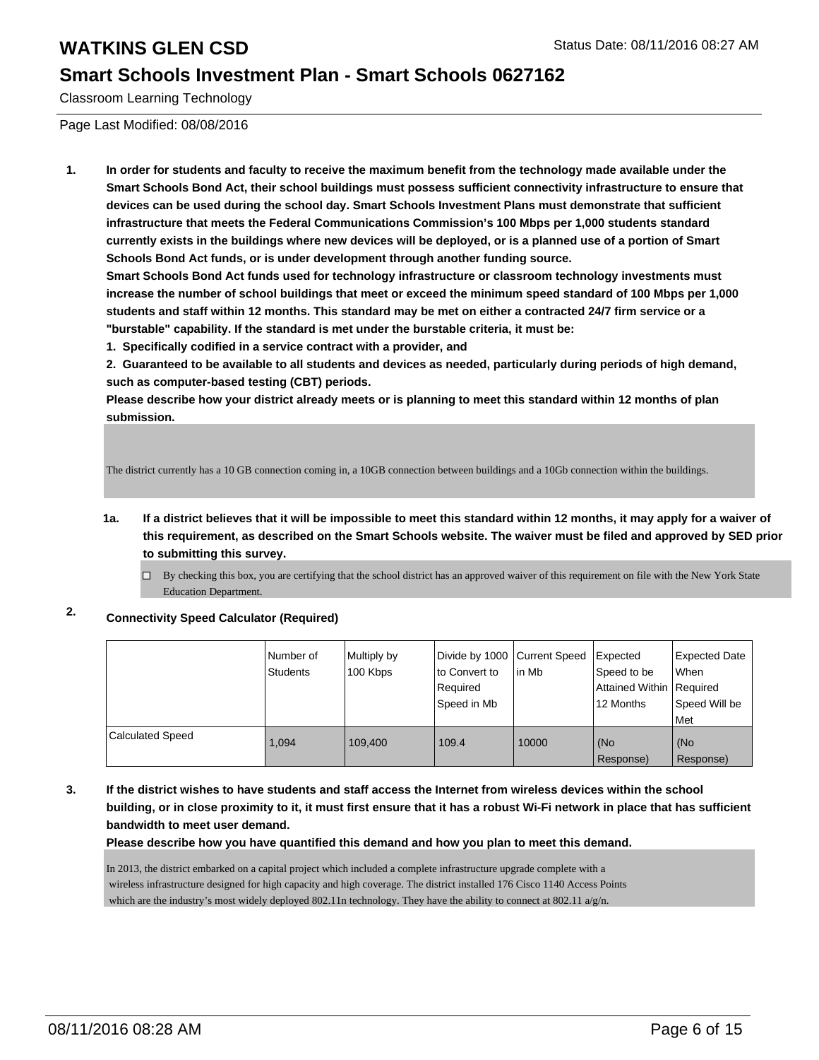# WATKINS GLEN CSD

## Smart Schools Investment Plan - Smart Schools 0627162

Classroom Learning Technology

Page Last Modified: 08/08/2016

**1. In order for students and faculty to receive the maximum benefit from the technology made available under the Smart Schools Bond Act, their school buildings must possess sufficient connectivity infrastructure to ensure that devices can be used during the school day. Smart Schools Investment Plans must demonstrate that sufficient infrastructure that meets the Federal Communications Commission's 100 Mbps per 1,000 students standard currently exists in the buildings where new devices will be deployed, or is a planned use of a portion of Smart Schools Bond Act funds, or is under development through another funding source.**

**Smart Schools Bond Act funds used for technology infrastructure or classroom technology investments must increase the number of school buildings that meet or exceed the minimum speed standard of 100 Mbps per 1,000 students and staff within 12 months. This standard may be met on either a contracted 24/7 firm service or a "burstable" capability. If the standard is met under the burstable criteria, it must be:**

**1. Specifically codified in a service contract with a provider, and**

**2. Guaranteed to be available to all students and devices as needed, particularly during periods of high demand, such as computer-based testing (CBT) periods.**

**Please describe how your district already meets or is planning to meet this standard within 12 months of plan submission.**

The district currently has a 10 GB connection coming in, a 10GB connection between buildings and a 10Gb connection within the buildings.

**1a. If a district believes that it will be impossible to meet this standard within 12 months, it may apply for a waiver of this requirement, as described on the Smart Schools website. The waiver must be filed and approved by SED prior to submitting this survey.**

☐ By checking this box, you are certifying that the school district has an approved waiver of this requirement on file with the New York State Education Department.

**2. Connectivity Speed Calculator (Required)**

| | Number of Students | Multiply by 100 Kbps | Divide by 1000 to Convert to Required Speed in Mb | Current Speed in Mb | Expected Speed to be Attained Within 12 Months | Expected Date When Required Speed Will be Met |
|---|---|---|---|---|---|---|
| Calculated Speed | 1,094 | 109,400 | 109.4 | 10000 | (No Response) | (No Response) |

**3. If the district wishes to have students and staff access the Internet from wireless devices within the school building, or in close proximity to it, it must first ensure that it has a robust Wi-Fi network in place that has sufficient bandwidth to meet user demand.**

**Please describe how you have quantified this demand and how you plan to meet this demand.**

In 2013, the district embarked on a capital project which included a complete infrastructure upgrade complete with a wireless infrastructure designed for high capacity and high coverage. The district installed 176 Cisco 1140 Access Points which are the industry's most widely deployed 802.11n technology. They have the ability to connect at 802.11 a/g/n.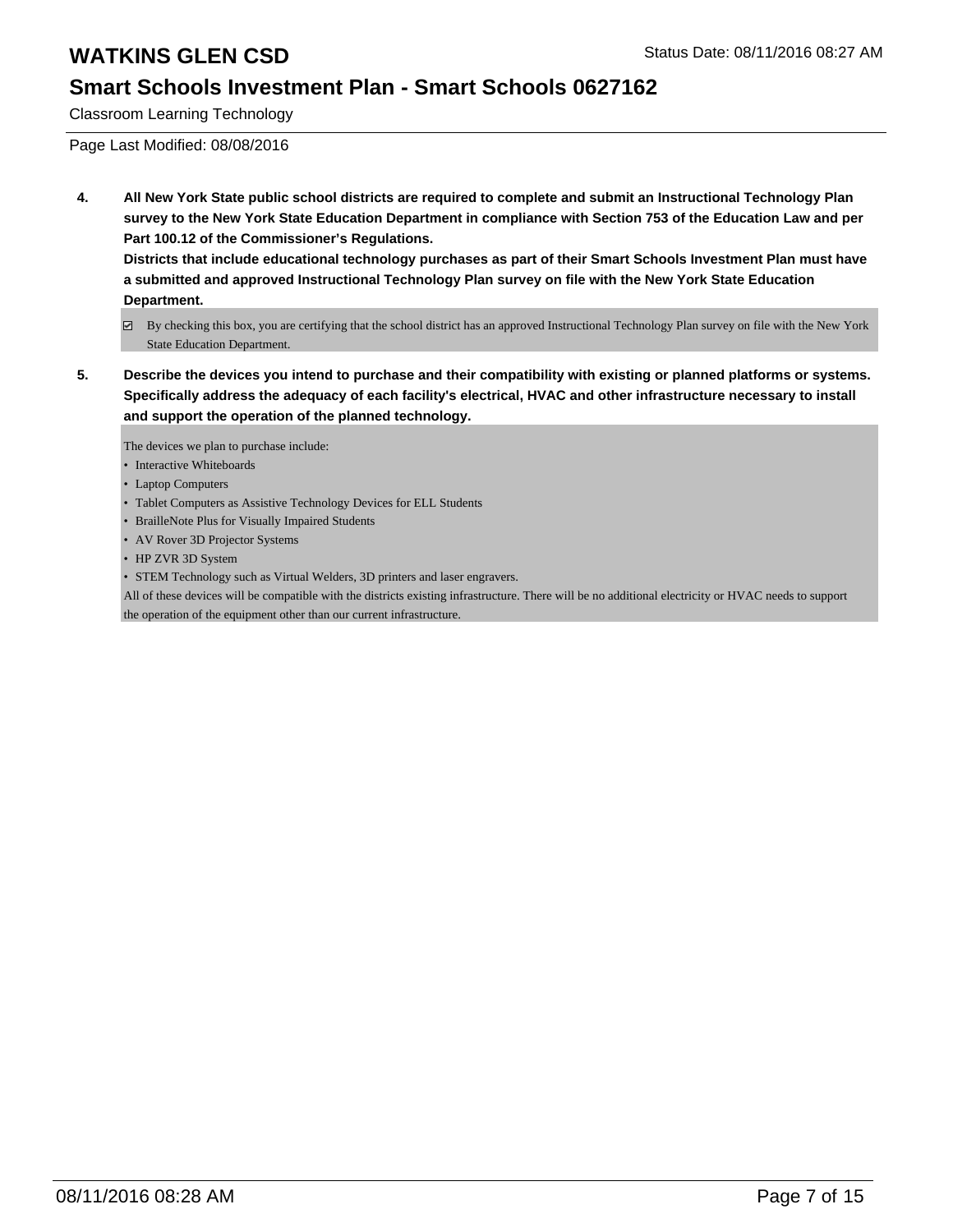Classroom Learning Technology

Page Last Modified: 08/08/2016

**4. All New York State public school districts are required to complete and submit an Instructional Technology Plan survey to the New York State Education Department in compliance with Section 753 of the Education Law and per Part 100.12 of the Commissioner's Regulations.**

**Districts that include educational technology purchases as part of their Smart Schools Investment Plan must have a submitted and approved Instructional Technology Plan survey on file with the New York State Education Department.**

☑ By checking this box, you are certifying that the school district has an approved Instructional Technology Plan survey on file with the New York State Education Department.

**5. Describe the devices you intend to purchase and their compatibility with existing or planned platforms or systems. Specifically address the adequacy of each facility's electrical, HVAC and other infrastructure necessary to install and support the operation of the planned technology.**

The devices we plan to purchase include:

- Interactive Whiteboards
- Laptop Computers
- Tablet Computers as Assistive Technology Devices for ELL Students
- BrailleNote Plus for Visually Impaired Students
- AV Rover 3D Projector Systems
- HP ZVR 3D System
- STEM Technology such as Virtual Welders, 3D printers and laser engravers.

All of these devices will be compatible with the districts existing infrastructure. There will be no additional electricity or HVAC needs to support the operation of the equipment other than our current infrastructure.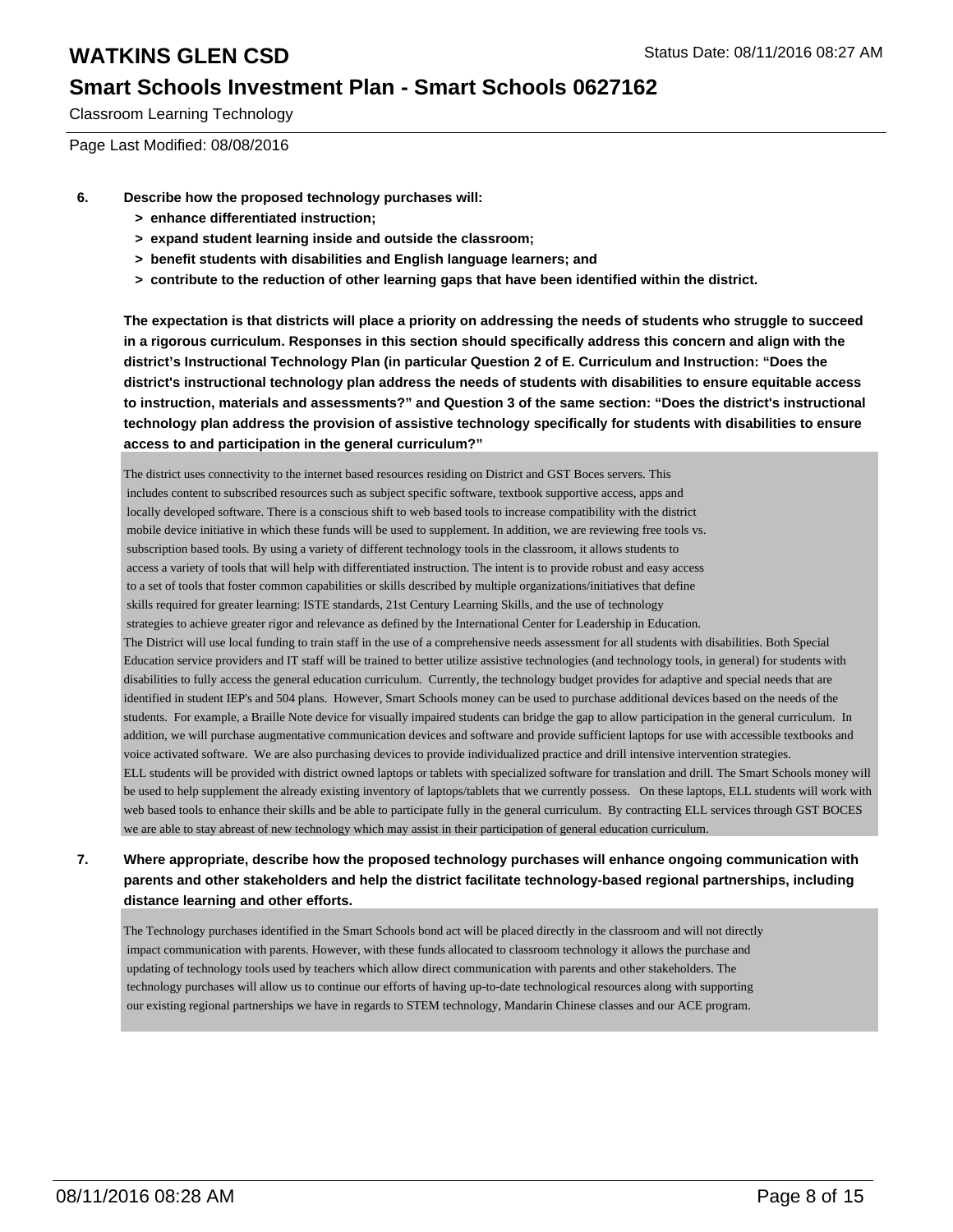Classroom Learning Technology

Page Last Modified: 08/08/2016

**6. Describe how the proposed technology purchases will:**

- **> enhance differentiated instruction;**
- **> expand student learning inside and outside the classroom;**
- **> benefit students with disabilities and English language learners; and**
- **> contribute to the reduction of other learning gaps that have been identified within the district.**

**The expectation is that districts will place a priority on addressing the needs of students who struggle to succeed in a rigorous curriculum. Responses in this section should specifically address this concern and align with the district's Instructional Technology Plan (in particular Question 2 of E. Curriculum and Instruction: "Does the district's instructional technology plan address the needs of students with disabilities to ensure equitable access to instruction, materials and assessments?" and Question 3 of the same section: "Does the district's instructional technology plan address the provision of assistive technology specifically for students with disabilities to ensure access to and participation in the general curriculum?"**

The district uses connectivity to the internet based resources residing on District and GST Boces servers. This includes content to subscribed resources such as subject specific software, textbook supportive access, apps and locally developed software. There is a conscious shift to web based tools to increase compatibility with the district mobile device initiative in which these funds will be used to supplement. In addition, we are reviewing free tools vs. subscription based tools. By using a variety of different technology tools in the classroom, it allows students to access a variety of tools that will help with differentiated instruction. The intent is to provide robust and easy access to a set of tools that foster common capabilities or skills described by multiple organizations/initiatives that define skills required for greater learning: ISTE standards, 21st Century Learning Skills, and the use of technology strategies to achieve greater rigor and relevance as defined by the International Center for Leadership in Education.

The District will use local funding to train staff in the use of a comprehensive needs assessment for all students with disabilities. Both Special Education service providers and IT staff will be trained to better utilize assistive technologies (and technology tools, in general) for students with disabilities to fully access the general education curriculum. Currently, the technology budget provides for adaptive and special needs that are identified in student IEP's and 504 plans. However, Smart Schools money can be used to purchase additional devices based on the needs of the students. For example, a Braille Note device for visually impaired students can bridge the gap to allow participation in the general curriculum. In addition, we will purchase augmentative communication devices and software and provide sufficient laptops for use with accessible textbooks and voice activated software. We are also purchasing devices to provide individualized practice and drill intensive intervention strategies.

ELL students will be provided with district owned laptops or tablets with specialized software for translation and drill. The Smart Schools money will be used to help supplement the already existing inventory of laptops/tablets that we currently possess. On these laptops, ELL students will work with web based tools to enhance their skills and be able to participate fully in the general curriculum. By contracting ELL services through GST BOCES we are able to stay abreast of new technology which may assist in their participation of general education curriculum.

**7. Where appropriate, describe how the proposed technology purchases will enhance ongoing communication with parents and other stakeholders and help the district facilitate technology-based regional partnerships, including distance learning and other efforts.**

The Technology purchases identified in the Smart Schools bond act will be placed directly in the classroom and will not directly impact communication with parents. However, with these funds allocated to classroom technology it allows the purchase and updating of technology tools used by teachers which allow direct communication with parents and other stakeholders. The technology purchases will allow us to continue our efforts of having up-to-date technological resources along with supporting our existing regional partnerships we have in regards to STEM technology, Mandarin Chinese classes and our ACE program.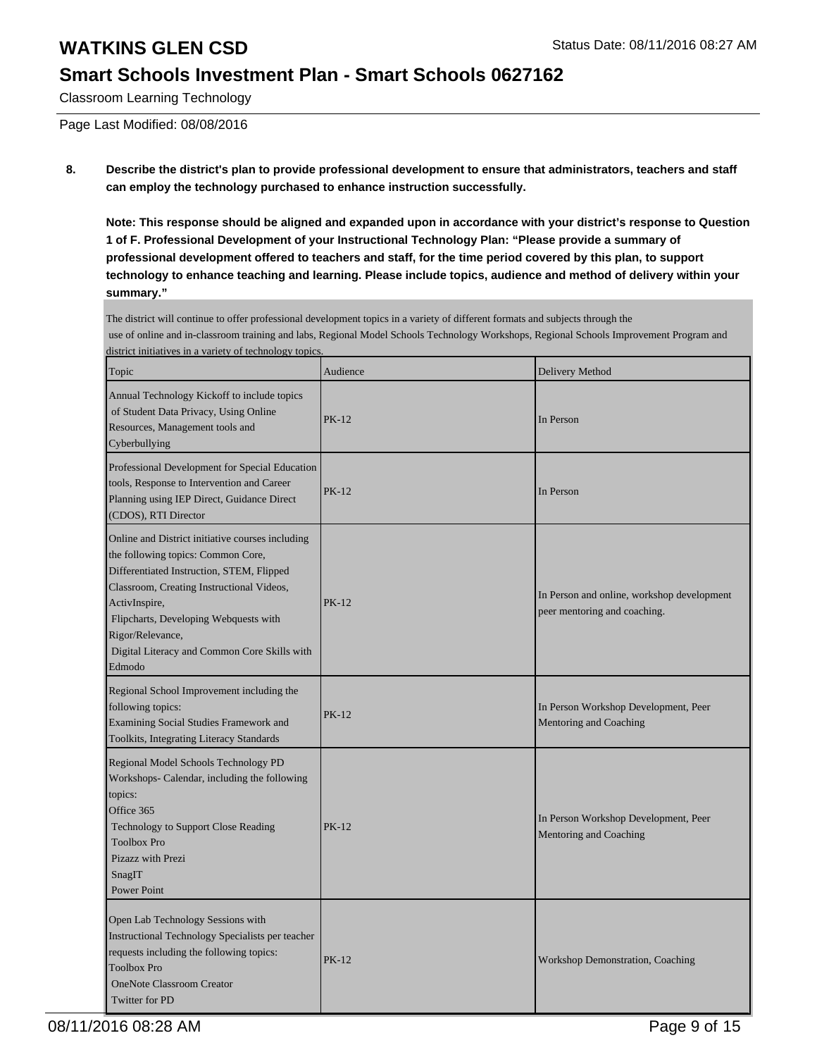**8. Describe the district's plan to provide professional development to ensure that administrators, teachers and staff can employ the technology purchased to enhance instruction successfully.**

**Note: This response should be aligned and expanded upon in accordance with your district's response to Question 1 of F. Professional Development of your Instructional Technology Plan: "Please provide a summary of professional development offered to teachers and staff, for the time period covered by this plan, to support technology to enhance teaching and learning. Please include topics, audience and method of delivery within your summary."**

The district will continue to offer professional development topics in a variety of different formats and subjects through the use of online and in-classroom training and labs, Regional Model Schools Technology Workshops, Regional Schools Improvement Program and district initiatives in a variety of technology topics.

| Topic | Audience | Delivery Method |
|---|---|---|
| Annual Technology Kickoff to include topics of Student Data Privacy, Using Online Resources, Management tools and Cyberbullying | PK-12 | In Person |
| Professional Development for Special Education tools, Response to Intervention and Career Planning using IEP Direct, Guidance Direct (CDOS), RTI Director | PK-12 | In Person |
| Online and District initiative courses including the following topics: Common Core, Differentiated Instruction, STEM, Flipped Classroom, Creating Instructional Videos, ActivInspire, Flipcharts, Developing Webquests with Rigor/Relevance, Digital Literacy and Common Core Skills with Edmodo | PK-12 | In Person and online, workshop development peer mentoring and coaching. |
| Regional School Improvement including the following topics: Examining Social Studies Framework and Toolkits, Integrating Literacy Standards | PK-12 | In Person Workshop Development, Peer Mentoring and Coaching |
| Regional Model Schools Technology PD Workshops- Calendar, including the following topics: Office 365, Technology to Support Close Reading, Toolbox Pro, Pizazz with Prezi, SnagIT, Power Point | PK-12 | In Person Workshop Development, Peer Mentoring and Coaching |
| Open Lab Technology Sessions with Instructional Technology Specialists per teacher requests including the following topics: Toolbox Pro, OneNote Classroom Creator, Twitter for PD | PK-12 | Workshop Demonstration, Coaching |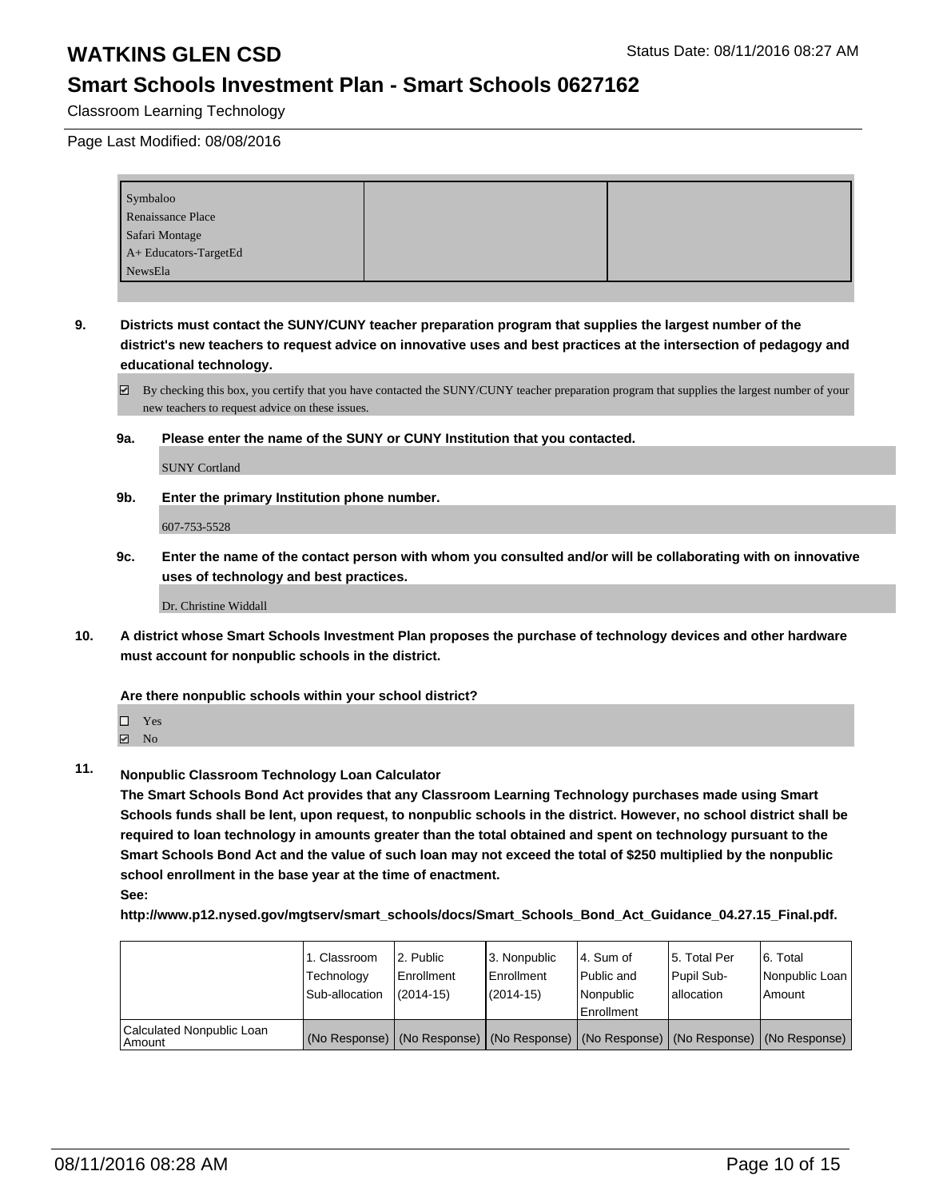Classroom Learning Technology

Page Last Modified: 08/08/2016

| | | |
|---|---|---|
| Symbaloo<br>Renaissance Place<br>Safari Montage<br>A+ Educators-TargetEd<br>NewsEla | | |

**9. Districts must contact the SUNY/CUNY teacher preparation program that supplies the largest number of the district's new teachers to request advice on innovative uses and best practices at the intersection of pedagogy and educational technology.**

☑ By checking this box, you certify that you have contacted the SUNY/CUNY teacher preparation program that supplies the largest number of your new teachers to request advice on these issues.

**9a. Please enter the name of the SUNY or CUNY Institution that you contacted.**

SUNY Cortland

**9b. Enter the primary Institution phone number.**

607-753-5528

**9c. Enter the name of the contact person with whom you consulted and/or will be collaborating with on innovative uses of technology and best practices.**

Dr. Christine Widdall

**10. A district whose Smart Schools Investment Plan proposes the purchase of technology devices and other hardware must account for nonpublic schools in the district.**

**Are there nonpublic schools within your school district?**

☐ Yes
☑ No

**11. Nonpublic Classroom Technology Loan Calculator**

**The Smart Schools Bond Act provides that any Classroom Learning Technology purchases made using Smart Schools funds shall be lent, upon request, to nonpublic schools in the district. However, no school district shall be required to loan technology in amounts greater than the total obtained and spent on technology pursuant to the Smart Schools Bond Act and the value of such loan may not exceed the total of $250 multiplied by the nonpublic school enrollment in the base year at the time of enactment.**

**See:**

**http://www.p12.nysed.gov/mgtserv/smart_schools/docs/Smart_Schools_Bond_Act_Guidance_04.27.15_Final.pdf.**

| | 1. Classroom Technology Sub-allocation | 2. Public Enrollment (2014-15) | 3. Nonpublic Enrollment (2014-15) | 4. Sum of Public and Nonpublic Enrollment | 5. Total Per Pupil Sub-allocation | 6. Total Nonpublic Loan Amount |
|---|---|---|---|---|---|---|
| Calculated Nonpublic Loan Amount | (No Response) | (No Response) | (No Response) | (No Response) | (No Response) | (No Response) |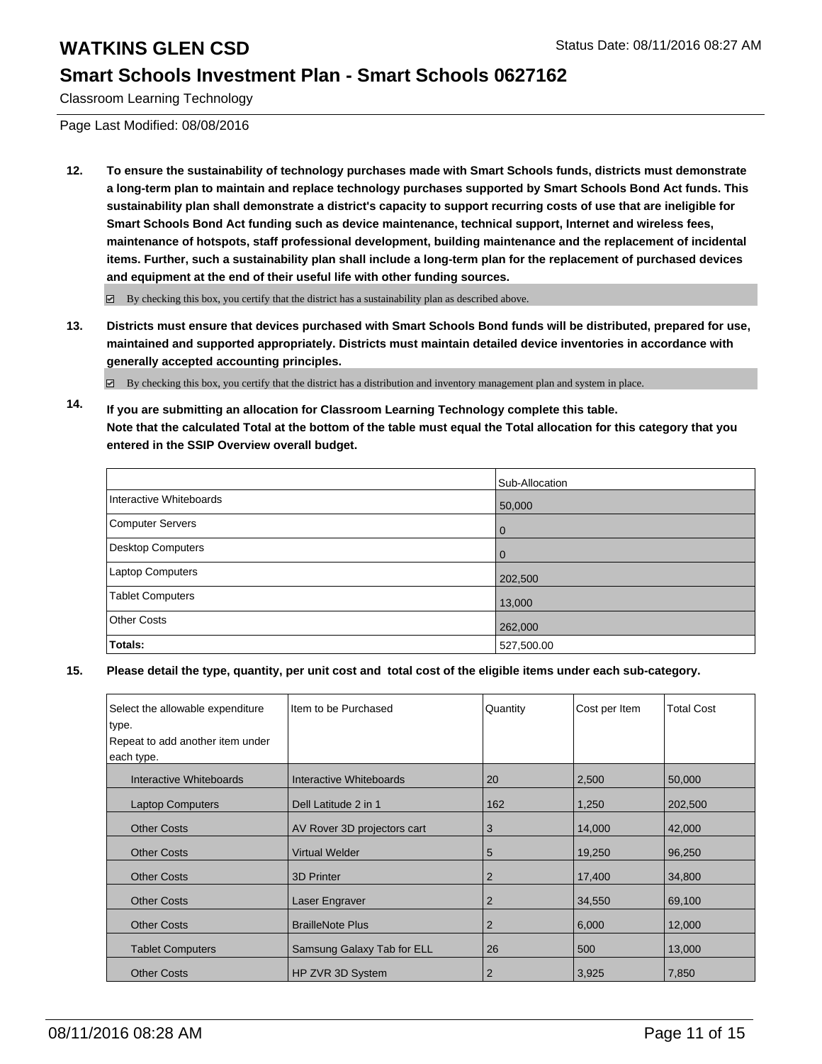# WATKINS GLEN CSD

Status Date: 08/11/2016 08:27 AM

## Smart Schools Investment Plan - Smart Schools 0627162

Classroom Learning Technology

Page Last Modified: 08/08/2016

**12. To ensure the sustainability of technology purchases made with Smart Schools funds, districts must demonstrate a long-term plan to maintain and replace technology purchases supported by Smart Schools Bond Act funds. This sustainability plan shall demonstrate a district's capacity to support recurring costs of use that are ineligible for Smart Schools Bond Act funding such as device maintenance, technical support, Internet and wireless fees, maintenance of hotspots, staff professional development, building maintenance and the replacement of incidental items. Further, such a sustainability plan shall include a long-term plan for the replacement of purchased devices and equipment at the end of their useful life with other funding sources.**

☑ By checking this box, you certify that the district has a sustainability plan as described above.

**13. Districts must ensure that devices purchased with Smart Schools Bond funds will be distributed, prepared for use, maintained and supported appropriately. Districts must maintain detailed device inventories in accordance with generally accepted accounting principles.**

☑ By checking this box, you certify that the district has a distribution and inventory management plan and system in place.

**14. If you are submitting an allocation for Classroom Learning Technology complete this table. Note that the calculated Total at the bottom of the table must equal the Total allocation for this category that you entered in the SSIP Overview overall budget.**

| | Sub-Allocation |
|---|---|
| Interactive Whiteboards | 50,000 |
| Computer Servers | 0 |
| Desktop Computers | 0 |
| Laptop Computers | 202,500 |
| Tablet Computers | 13,000 |
| Other Costs | 262,000 |
| **Totals:** | 527,500.00 |

**15. Please detail the type, quantity, per unit cost and total cost of the eligible items under each sub-category.**

| Select the allowable expenditure type. Repeat to add another item under each type. | Item to be Purchased | Quantity | Cost per Item | Total Cost |
|---|---|---|---|---|
| Interactive Whiteboards | Interactive Whiteboards | 20 | 2,500 | 50,000 |
| Laptop Computers | Dell Latitude 2 in 1 | 162 | 1,250 | 202,500 |
| Other Costs | AV Rover 3D projectors cart | 3 | 14,000 | 42,000 |
| Other Costs | Virtual Welder | 5 | 19,250 | 96,250 |
| Other Costs | 3D Printer | 2 | 17,400 | 34,800 |
| Other Costs | Laser Engraver | 2 | 34,550 | 69,100 |
| Other Costs | BrailleNote Plus | 2 | 6,000 | 12,000 |
| Tablet Computers | Samsung Galaxy Tab for ELL | 26 | 500 | 13,000 |
| Other Costs | HP ZVR 3D System | 2 | 3,925 | 7,850 |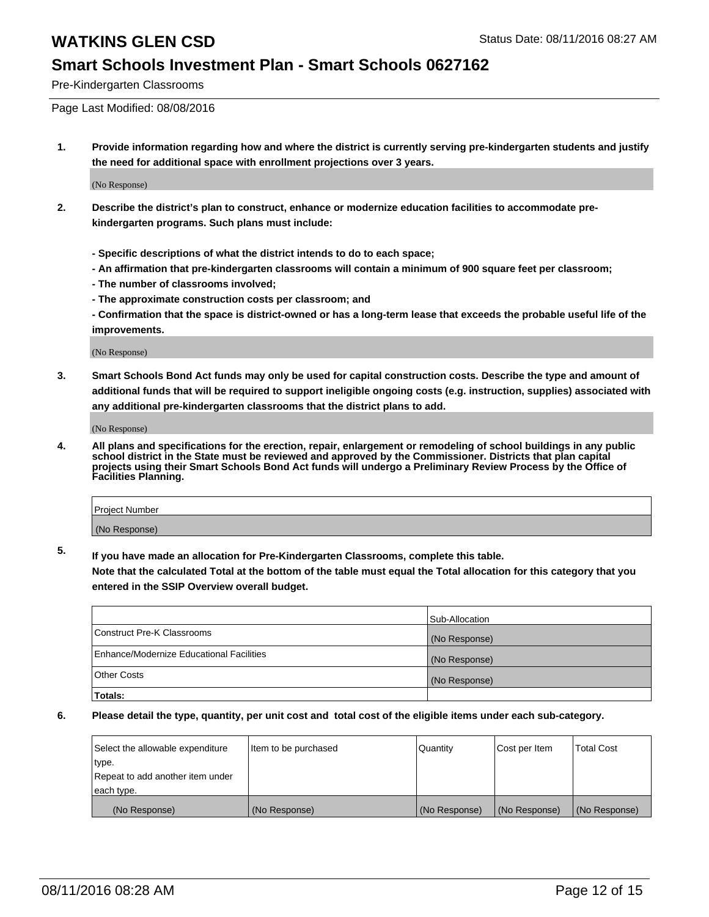# WATKINS GLEN CSD

Status Date: 08/11/2016 08:27 AM

## Smart Schools Investment Plan - Smart Schools 0627162

Pre-Kindergarten Classrooms

Page Last Modified: 08/08/2016

1. **Provide information regarding how and where the district is currently serving pre-kindergarten students and justify the need for additional space with enrollment projections over 3 years.**

   (No Response)

2. **Describe the district's plan to construct, enhance or modernize education facilities to accommodate pre-kindergarten programs. Such plans must include:**

   **- Specific descriptions of what the district intends to do to each space;**
   **- An affirmation that pre-kindergarten classrooms will contain a minimum of 900 square feet per classroom;**
   **- The number of classrooms involved;**
   **- The approximate construction costs per classroom; and**
   **- Confirmation that the space is district-owned or has a long-term lease that exceeds the probable useful life of the improvements.**

   (No Response)

3. **Smart Schools Bond Act funds may only be used for capital construction costs. Describe the type and amount of additional funds that will be required to support ineligible ongoing costs (e.g. instruction, supplies) associated with any additional pre-kindergarten classrooms that the district plans to add.**

   (No Response)

4. **All plans and specifications for the erection, repair, enlargement or remodeling of school buildings in any public school district in the State must be reviewed and approved by the Commissioner. Districts that plan capital projects using their Smart Schools Bond Act funds will undergo a Preliminary Review Process by the Office of Facilities Planning.**

| Project Number |
|---|
| (No Response) |

5. **If you have made an allocation for Pre-Kindergarten Classrooms, complete this table.**
   **Note that the calculated Total at the bottom of the table must equal the Total allocation for this category that you entered in the SSIP Overview overall budget.**

| | Sub-Allocation |
|---|---|
| Construct Pre-K Classrooms | (No Response) |
| Enhance/Modernize Educational Facilities | (No Response) |
| Other Costs | (No Response) |
| **Totals:** | |

6. **Please detail the type, quantity, per unit cost and total cost of the eligible items under each sub-category.**

| Select the allowable expenditure type. Repeat to add another item under each type. | Item to be purchased | Quantity | Cost per Item | Total Cost |
|---|---|---|---|---|
| (No Response) | (No Response) | (No Response) | (No Response) | (No Response) |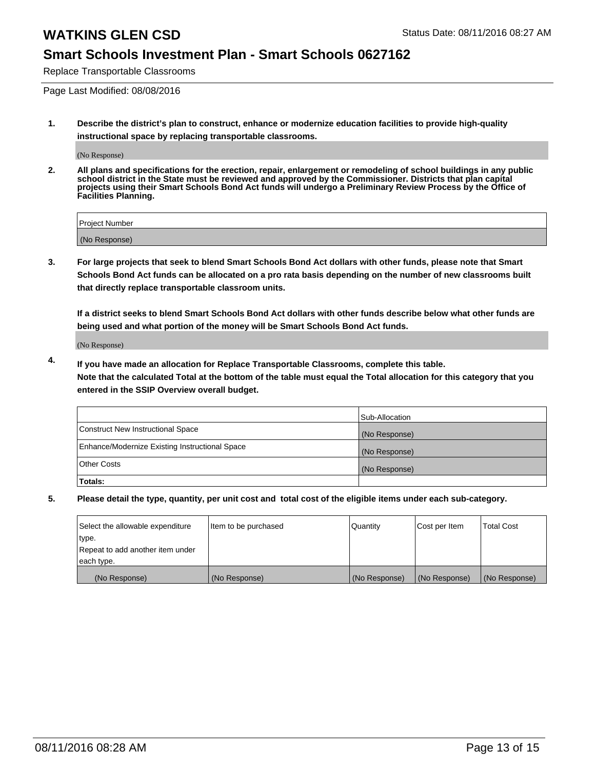# WATKINS GLEN CSD

Status Date: 08/11/2016 08:27 AM

## Smart Schools Investment Plan - Smart Schools 0627162

Replace Transportable Classrooms

Page Last Modified: 08/08/2016

1. **Describe the district's plan to construct, enhance or modernize education facilities to provide high-quality instructional space by replacing transportable classrooms.**

(No Response)

2. **All plans and specifications for the erection, repair, enlargement or remodeling of school buildings in any public school district in the State must be reviewed and approved by the Commissioner. Districts that plan capital projects using their Smart Schools Bond Act funds will undergo a Preliminary Review Process by the Office of Facilities Planning.**

| Project Number |
|---|
| (No Response) |

3. **For large projects that seek to blend Smart Schools Bond Act dollars with other funds, please note that Smart Schools Bond Act funds can be allocated on a pro rata basis depending on the number of new classrooms built that directly replace transportable classroom units.**

**If a district seeks to blend Smart Schools Bond Act dollars with other funds describe below what other funds are being used and what portion of the money will be Smart Schools Bond Act funds.**

(No Response)

4. **If you have made an allocation for Replace Transportable Classrooms, complete this table. Note that the calculated Total at the bottom of the table must equal the Total allocation for this category that you entered in the SSIP Overview overall budget.**

| | Sub-Allocation |
|---|---|
| Construct New Instructional Space | (No Response) |
| Enhance/Modernize Existing Instructional Space | (No Response) |
| Other Costs | (No Response) |
| **Totals:** | |

5. **Please detail the type, quantity, per unit cost and total cost of the eligible items under each sub-category.**

| Select the allowable expenditure type. Repeat to add another item under each type. | Item to be purchased | Quantity | Cost per Item | Total Cost |
|---|---|---|---|---|
| (No Response) | (No Response) | (No Response) | (No Response) | (No Response) |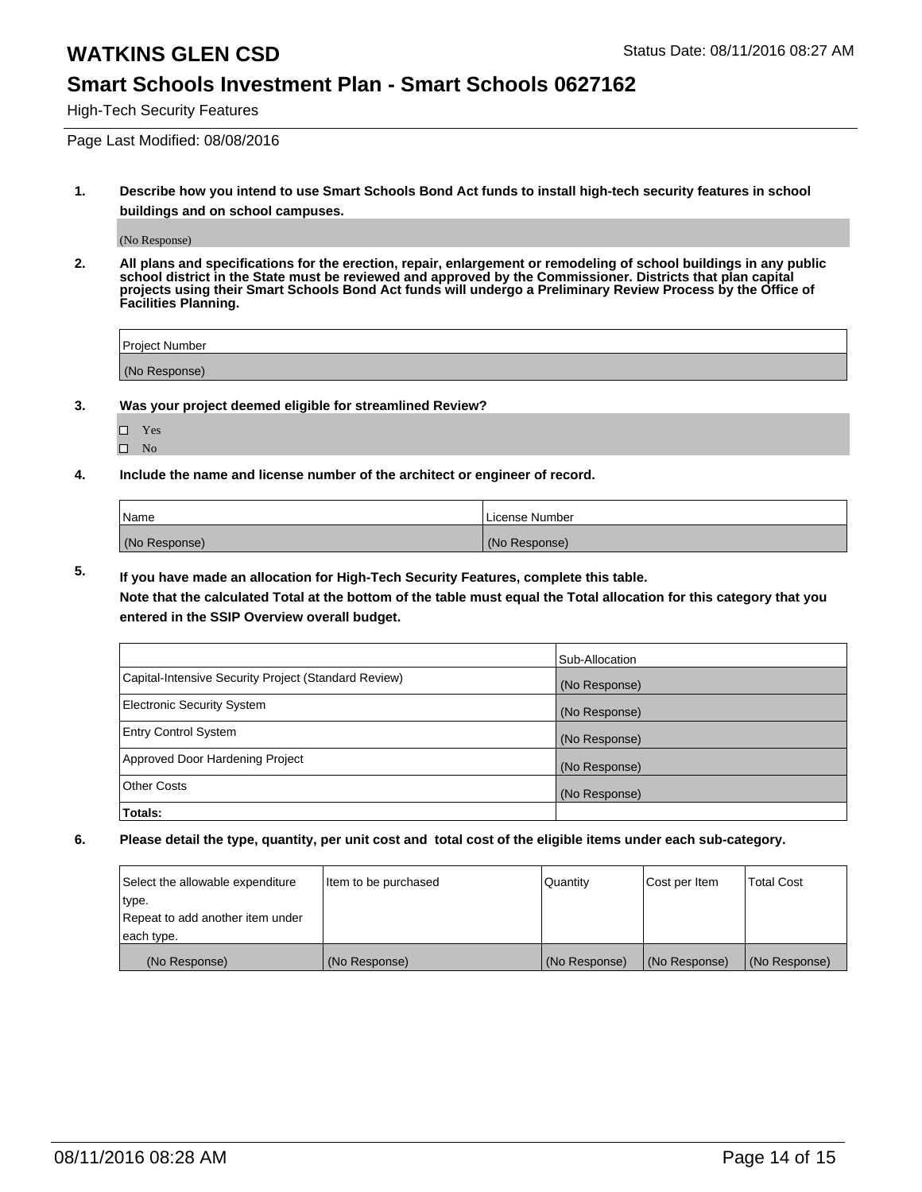# WATKINS GLEN CSD

Status Date: 08/11/2016 08:27 AM

## Smart Schools Investment Plan - Smart Schools 0627162

High-Tech Security Features

Page Last Modified: 08/08/2016

**1. Describe how you intend to use Smart Schools Bond Act funds to install high-tech security features in school buildings and on school campuses.**

(No Response)

**2. All plans and specifications for the erection, repair, enlargement or remodeling of school buildings in any public school district in the State must be reviewed and approved by the Commissioner. Districts that plan capital projects using their Smart Schools Bond Act funds will undergo a Preliminary Review Process by the Office of Facilities Planning.**

| Project Number |
|---|
| (No Response) |

**3. Was your project deemed eligible for streamlined Review?**

- ☐ Yes
- ☐ No

**4. Include the name and license number of the architect or engineer of record.**

| Name | License Number |
|---|---|
| (No Response) | (No Response) |

**5. If you have made an allocation for High-Tech Security Features, complete this table.**
**Note that the calculated Total at the bottom of the table must equal the Total allocation for this category that you entered in the SSIP Overview overall budget.**

| | Sub-Allocation |
|---|---|
| Capital-Intensive Security Project (Standard Review) | (No Response) |
| Electronic Security System | (No Response) |
| Entry Control System | (No Response) |
| Approved Door Hardening Project | (No Response) |
| Other Costs | (No Response) |
| **Totals:** | |

**6. Please detail the type, quantity, per unit cost and total cost of the eligible items under each sub-category.**

| Select the allowable expenditure type. Repeat to add another item under each type. | Item to be purchased | Quantity | Cost per Item | Total Cost |
|---|---|---|---|---|
| (No Response) | (No Response) | (No Response) | (No Response) | (No Response) |